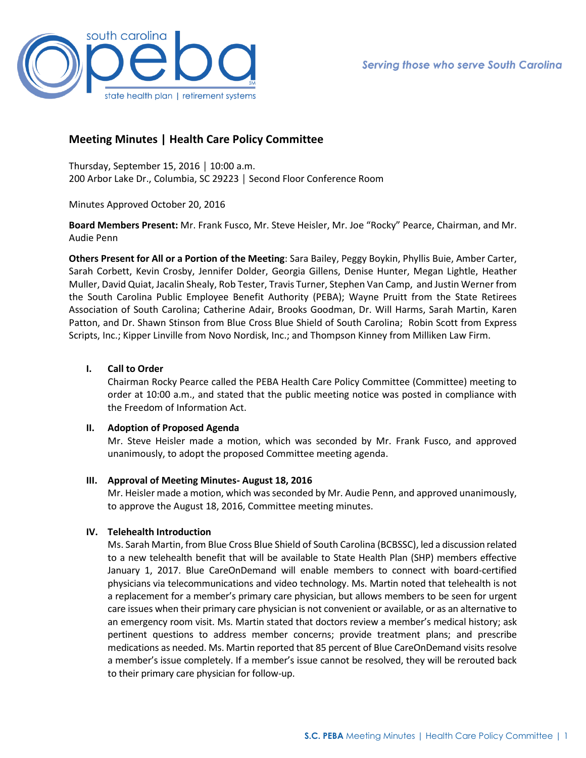south carolina peba state health plan | retirement systems

*Serving those who serve South Carolina*

## Meeting Minutes | Health Care Policy Committee

Thursday, September 15, 2016 │ 10:00 a.m.
200 Arbor Lake Dr., Columbia, SC 29223 │ Second Floor Conference Room

Minutes Approved October 20, 2016

**Board Members Present:** Mr. Frank Fusco, Mr. Steve Heisler, Mr. Joe "Rocky" Pearce, Chairman, and Mr. Audie Penn

**Others Present for All or a Portion of the Meeting**: Sara Bailey, Peggy Boykin, Phyllis Buie, Amber Carter, Sarah Corbett, Kevin Crosby, Jennifer Dolder, Georgia Gillens, Denise Hunter, Megan Lightle, Heather Muller, David Quiat, Jacalin Shealy, Rob Tester, Travis Turner, Stephen Van Camp, and Justin Werner from the South Carolina Public Employee Benefit Authority (PEBA); Wayne Pruitt from the State Retirees Association of South Carolina; Catherine Adair, Brooks Goodman, Dr. Will Harms, Sarah Martin, Karen Patton, and Dr. Shawn Stinson from Blue Cross Blue Shield of South Carolina; Robin Scott from Express Scripts, Inc.; Kipper Linville from Novo Nordisk, Inc.; and Thompson Kinney from Milliken Law Firm.

### I. Call to Order

Chairman Rocky Pearce called the PEBA Health Care Policy Committee (Committee) meeting to order at 10:00 a.m., and stated that the public meeting notice was posted in compliance with the Freedom of Information Act.

### II. Adoption of Proposed Agenda

Mr. Steve Heisler made a motion, which was seconded by Mr. Frank Fusco, and approved unanimously, to adopt the proposed Committee meeting agenda.

### III. Approval of Meeting Minutes- August 18, 2016

Mr. Heisler made a motion, which was seconded by Mr. Audie Penn, and approved unanimously, to approve the August 18, 2016, Committee meeting minutes.

### IV. Telehealth Introduction

Ms. Sarah Martin, from Blue Cross Blue Shield of South Carolina (BCBSSC), led a discussion related to a new telehealth benefit that will be available to State Health Plan (SHP) members effective January 1, 2017. Blue CareOnDemand will enable members to connect with board-certified physicians via telecommunications and video technology. Ms. Martin noted that telehealth is not a replacement for a member's primary care physician, but allows members to be seen for urgent care issues when their primary care physician is not convenient or available, or as an alternative to an emergency room visit. Ms. Martin stated that doctors review a member's medical history; ask pertinent questions to address member concerns; provide treatment plans; and prescribe medications as needed. Ms. Martin reported that 85 percent of Blue CareOnDemand visits resolve a member's issue completely. If a member's issue cannot be resolved, they will be rerouted back to their primary care physician for follow-up.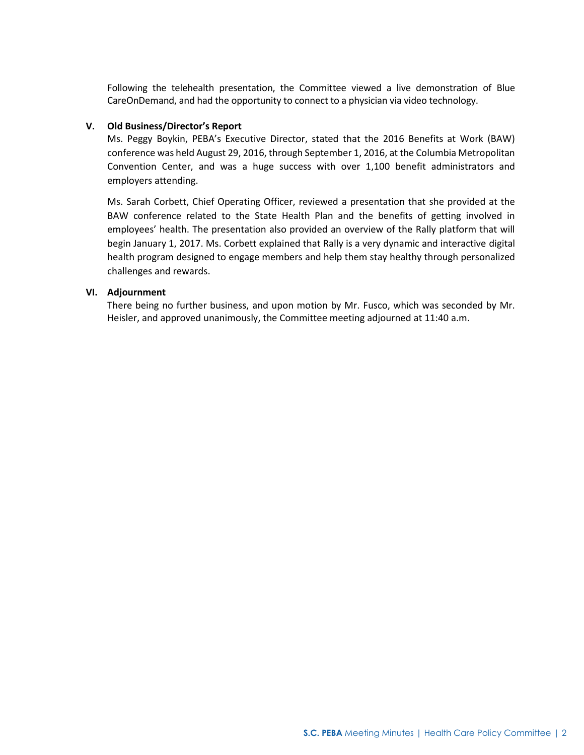Following the telehealth presentation, the Committee viewed a live demonstration of Blue CareOnDemand, and had the opportunity to connect to a physician via video technology.

**V. Old Business/Director's Report**

Ms. Peggy Boykin, PEBA's Executive Director, stated that the 2016 Benefits at Work (BAW) conference was held August 29, 2016, through September 1, 2016, at the Columbia Metropolitan Convention Center, and was a huge success with over 1,100 benefit administrators and employers attending.

Ms. Sarah Corbett, Chief Operating Officer, reviewed a presentation that she provided at the BAW conference related to the State Health Plan and the benefits of getting involved in employees' health. The presentation also provided an overview of the Rally platform that will begin January 1, 2017. Ms. Corbett explained that Rally is a very dynamic and interactive digital health program designed to engage members and help them stay healthy through personalized challenges and rewards.

**VI. Adjournment**

There being no further business, and upon motion by Mr. Fusco, which was seconded by Mr. Heisler, and approved unanimously, the Committee meeting adjourned at 11:40 a.m.